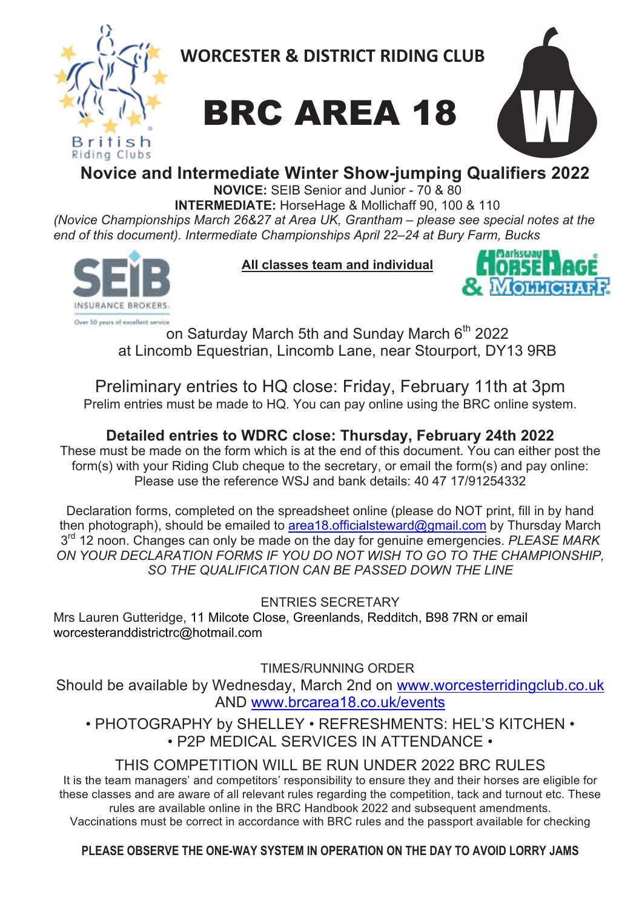WORCESTER & DISTRICT RIDING CLUB

# BRC AREA 18

## Novice and Intermediate Winter Show-jumping Qualifiers 2022

**NOVICE:** SEIB Senior and Junior - 70 & 80

**INTERMEDIATE:** HorseHage & Mollichaff 90, 100 & 110

*(Novice Championships March 26&27 at Area UK, Grantham – please see special notes at the end of this document). Intermediate Championships April 22–24 at Bury Farm, Bucks*

**All classes team and individual**

on Saturday March 5th and Sunday March 6th 2022
at Lincomb Equestrian, Lincomb Lane, near Stourport, DY13 9RB

Preliminary entries to HQ close: Friday, February 11th at 3pm

Prelim entries must be made to HQ. You can pay online using the BRC online system.

### Detailed entries to WDRC close: Thursday, February 24th 2022

These must be made on the form which is at the end of this document. You can either post the form(s) with your Riding Club cheque to the secretary, or email the form(s) and pay online: Please use the reference WSJ and bank details: 40 47 17/91254332

Declaration forms, completed on the spreadsheet online (please do NOT print, fill in by hand then photograph), should be emailed to area18.officialsteward@gmail.com by Thursday March 3rd 12 noon. Changes can only be made on the day for genuine emergencies. *PLEASE MARK ON YOUR DECLARATION FORMS IF YOU DO NOT WISH TO GO TO THE CHAMPIONSHIP, SO THE QUALIFICATION CAN BE PASSED DOWN THE LINE*

ENTRIES SECRETARY

Mrs Lauren Gutteridge, 11 Milcote Close, Greenlands, Redditch, B98 7RN or email worcesteranddistrictrc@hotmail.com

TIMES/RUNNING ORDER

Should be available by Wednesday, March 2nd on www.worcesterridingclub.co.uk AND www.brcarea18.co.uk/events

• PHOTOGRAPHY by SHELLEY • REFRESHMENTS: HEL'S KITCHEN •
• P2P MEDICAL SERVICES IN ATTENDANCE •

THIS COMPETITION WILL BE RUN UNDER 2022 BRC RULES

It is the team managers' and competitors' responsibility to ensure they and their horses are eligible for these classes and are aware of all relevant rules regarding the competition, tack and turnout etc. These rules are available online in the BRC Handbook 2022 and subsequent amendments. Vaccinations must be correct in accordance with BRC rules and the passport available for checking

**PLEASE OBSERVE THE ONE-WAY SYSTEM IN OPERATION ON THE DAY TO AVOID LORRY JAMS**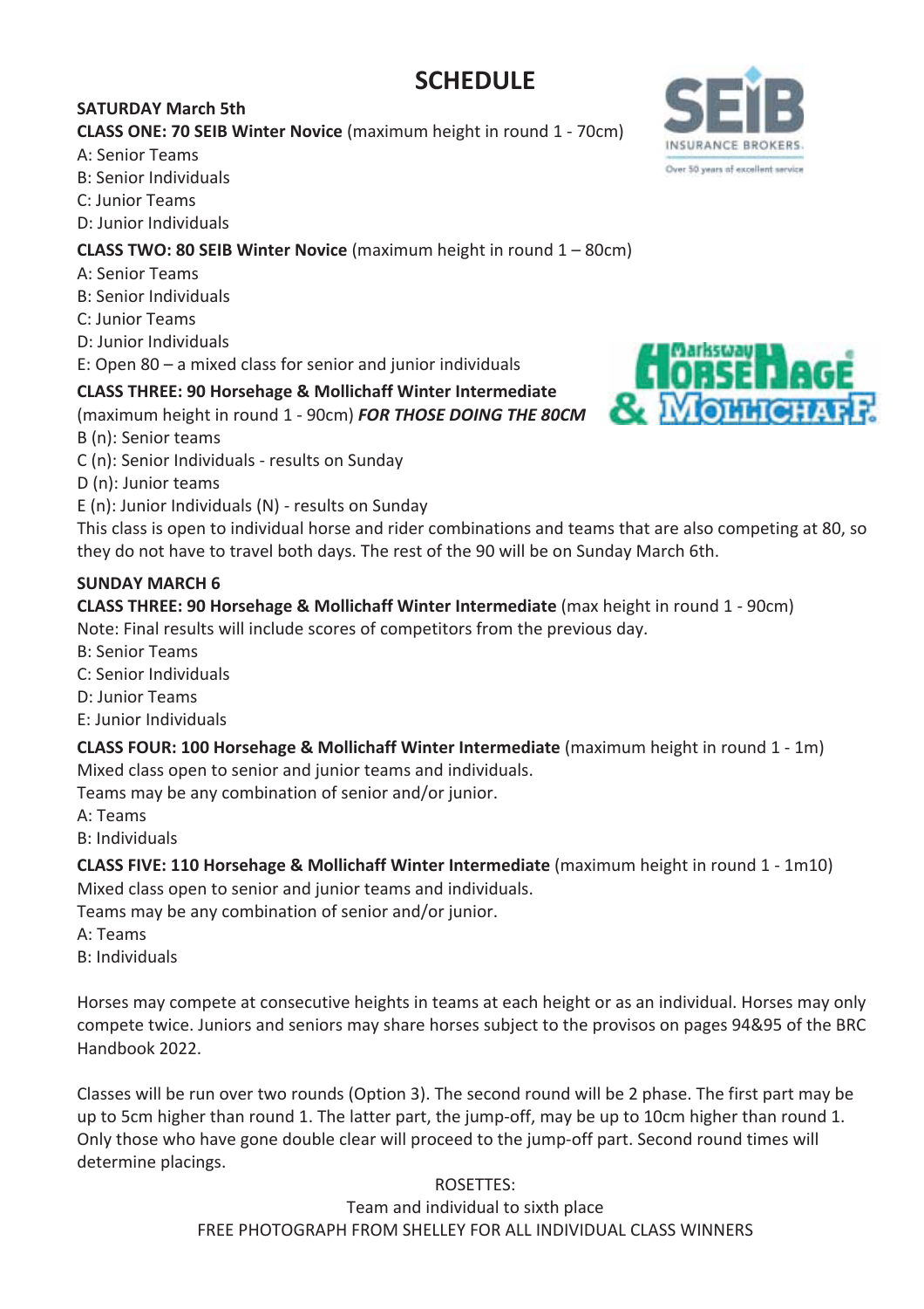# SCHEDULE

**SATURDAY March 5th**

**CLASS ONE: 70 SEIB Winter Novice** (maximum height in round 1 - 70cm)

A: Senior Teams
B: Senior Individuals
C: Junior Teams
D: Junior Individuals

**CLASS TWO: 80 SEIB Winter Novice** (maximum height in round 1 – 80cm)

A: Senior Teams
B: Senior Individuals
C: Junior Teams
D: Junior Individuals
E: Open 80 – a mixed class for senior and junior individuals

**CLASS THREE: 90 Horsehage & Mollichaff Winter Intermediate** (maximum height in round 1 - 90cm) ***FOR THOSE DOING THE 80CM***

B (n): Senior teams
C (n): Senior Individuals - results on Sunday
D (n): Junior teams
E (n): Junior Individuals (N) - results on Sunday

This class is open to individual horse and rider combinations and teams that are also competing at 80, so they do not have to travel both days. The rest of the 90 will be on Sunday March 6th.

**SUNDAY MARCH 6**

**CLASS THREE: 90 Horsehage & Mollichaff Winter Intermediate** (max height in round 1 - 90cm)
Note: Final results will include scores of competitors from the previous day.

B: Senior Teams
C: Senior Individuals
D: Junior Teams
E: Junior Individuals

**CLASS FOUR: 100 Horsehage & Mollichaff Winter Intermediate** (maximum height in round 1 - 1m)
Mixed class open to senior and junior teams and individuals.
Teams may be any combination of senior and/or junior.

A: Teams
B: Individuals

**CLASS FIVE: 110 Horsehage & Mollichaff Winter Intermediate** (maximum height in round 1 - 1m10)
Mixed class open to senior and junior teams and individuals.
Teams may be any combination of senior and/or junior.

A: Teams
B: Individuals

Horses may compete at consecutive heights in teams at each height or as an individual. Horses may only compete twice. Juniors and seniors may share horses subject to the provisos on pages 94&95 of the BRC Handbook 2022.

Classes will be run over two rounds (Option 3). The second round will be 2 phase. The first part may be up to 5cm higher than round 1. The latter part, the jump-off, may be up to 10cm higher than round 1. Only those who have gone double clear will proceed to the jump-off part. Second round times will determine placings.

ROSETTES:
Team and individual to sixth place
FREE PHOTOGRAPH FROM SHELLEY FOR ALL INDIVIDUAL CLASS WINNERS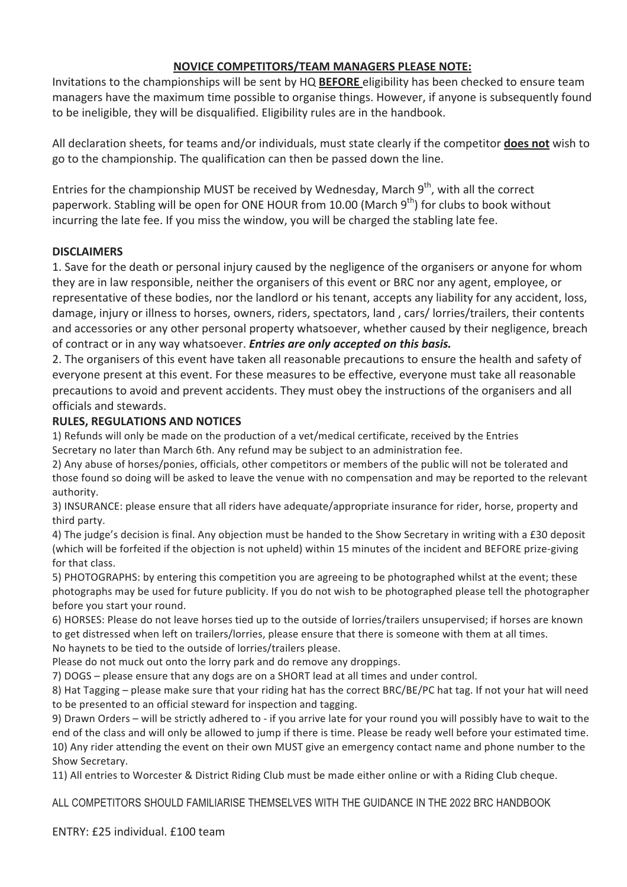**NOVICE COMPETITORS/TEAM MANAGERS PLEASE NOTE:**

Invitations to the championships will be sent by HQ **BEFORE** eligibility has been checked to ensure team managers have the maximum time possible to organise things. However, if anyone is subsequently found to be ineligible, they will be disqualified. Eligibility rules are in the handbook.

All declaration sheets, for teams and/or individuals, must state clearly if the competitor **does not** wish to go to the championship. The qualification can then be passed down the line.

Entries for the championship MUST be received by Wednesday, March 9th, with all the correct paperwork. Stabling will be open for ONE HOUR from 10.00 (March 9th) for clubs to book without incurring the late fee. If you miss the window, you will be charged the stabling late fee.

**DISCLAIMERS**

1. Save for the death or personal injury caused by the negligence of the organisers or anyone for whom they are in law responsible, neither the organisers of this event or BRC nor any agent, employee, or representative of these bodies, nor the landlord or his tenant, accepts any liability for any accident, loss, damage, injury or illness to horses, owners, riders, spectators, land , cars/ lorries/trailers, their contents and accessories or any other personal property whatsoever, whether caused by their negligence, breach of contract or in any way whatsoever. ***Entries are only accepted on this basis.***
2. The organisers of this event have taken all reasonable precautions to ensure the health and safety of everyone present at this event. For these measures to be effective, everyone must take all reasonable precautions to avoid and prevent accidents. They must obey the instructions of the organisers and all officials and stewards.

**RULES, REGULATIONS AND NOTICES**

1) Refunds will only be made on the production of a vet/medical certificate, received by the Entries Secretary no later than March 6th. Any refund may be subject to an administration fee.

2) Any abuse of horses/ponies, officials, other competitors or members of the public will not be tolerated and those found so doing will be asked to leave the venue with no compensation and may be reported to the relevant authority.

3) INSURANCE: please ensure that all riders have adequate/appropriate insurance for rider, horse, property and third party.

4) The judge's decision is final. Any objection must be handed to the Show Secretary in writing with a £30 deposit (which will be forfeited if the objection is not upheld) within 15 minutes of the incident and BEFORE prize-giving for that class.

5) PHOTOGRAPHS: by entering this competition you are agreeing to be photographed whilst at the event; these photographs may be used for future publicity. If you do not wish to be photographed please tell the photographer before you start your round.

6) HORSES: Please do not leave horses tied up to the outside of lorries/trailers unsupervised; if horses are known to get distressed when left on trailers/lorries, please ensure that there is someone with them at all times.
No haynets to be tied to the outside of lorries/trailers please.
Please do not muck out onto the lorry park and do remove any droppings.

7) DOGS – please ensure that any dogs are on a SHORT lead at all times and under control.

8) Hat Tagging – please make sure that your riding hat has the correct BRC/BE/PC hat tag. If not your hat will need to be presented to an official steward for inspection and tagging.

9) Drawn Orders – will be strictly adhered to - if you arrive late for your round you will possibly have to wait to the end of the class and will only be allowed to jump if there is time. Please be ready well before your estimated time.

10) Any rider attending the event on their own MUST give an emergency contact name and phone number to the Show Secretary.

11) All entries to Worcester & District Riding Club must be made either online or with a Riding Club cheque.

ALL COMPETITORS SHOULD FAMILIARISE THEMSELVES WITH THE GUIDANCE IN THE 2022 BRC HANDBOOK

ENTRY: £25 individual. £100 team